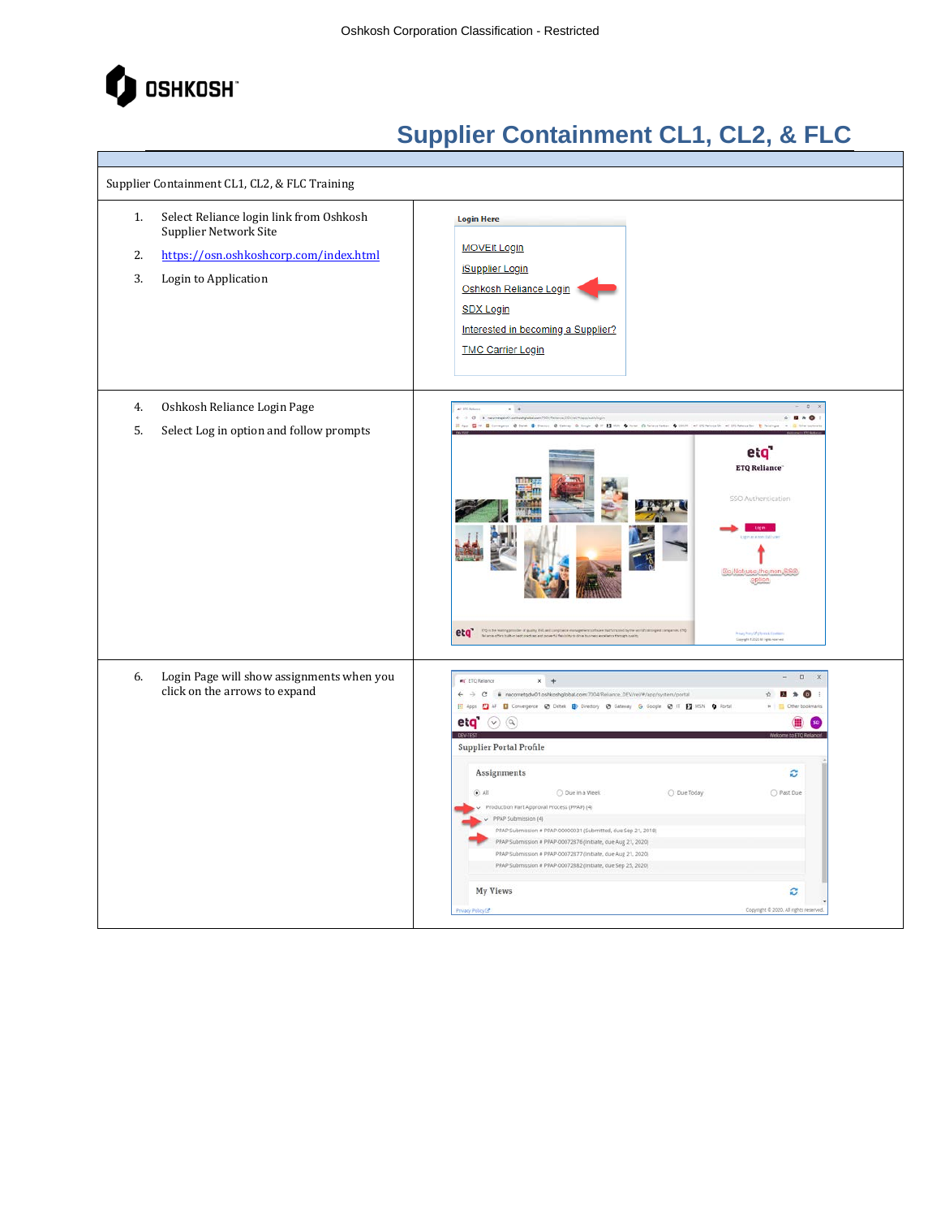Oshkosh Corporation Classification - Restricted

# Supplier Containment CL1, CL2, & FLC

Supplier Containment CL1, CL2, & FLC Training

1. Select Reliance login link from Oshkosh Supplier Network Site
2. https://osn.oshkoshcorp.com/index.html
3. Login to Application

Login Here

- MOVEit Login
- iSupplier Login
- Oshkosh Reliance Login
- SDX Login
- Interested in becoming a Supplier?
- TMC Carrier Login

4. Oshkosh Reliance Login Page
5. Select Log in option and follow prompts

6. Login Page will show assignments when you click on the arrows to expand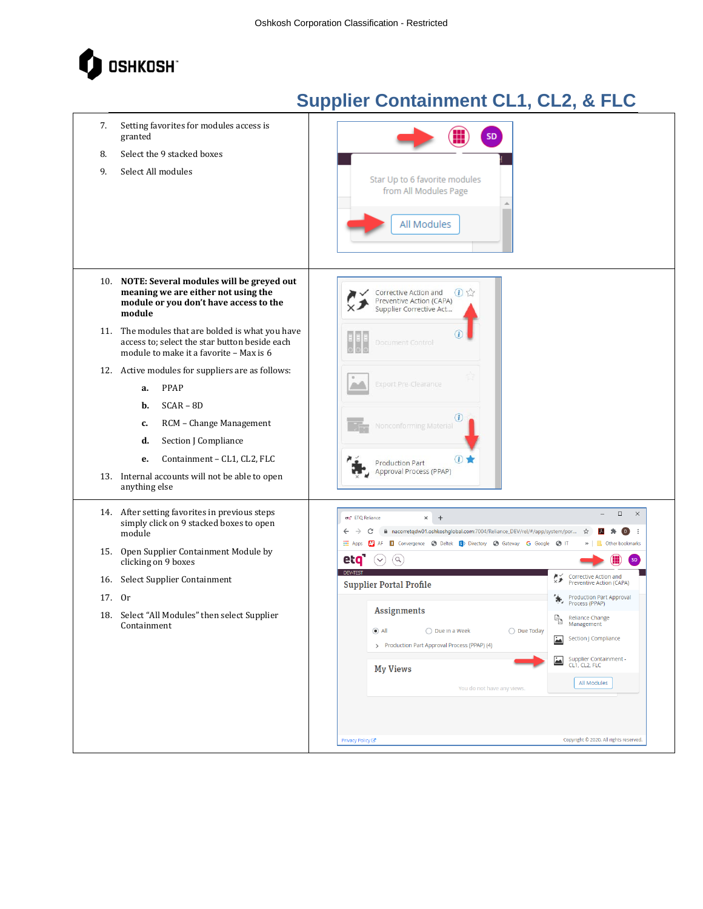# Supplier Containment CL1, CL2, & FLC

7. Setting favorites for modules access is granted
8. Select the 9 stacked boxes
9. Select All modules

10. **NOTE: Several modules will be greyed out meaning we are either not using the module or you don't have access to the module**
11. The modules that are bolded is what you have access to; select the star button beside each module to make it a favorite – Max is 6
12. Active modules for suppliers are as follows:
    a. PPAP
    b. SCAR – 8D
    c. RCM – Change Management
    d. Section J Compliance
    e. Containment – CL1, CL2, FLC
13. Internal accounts will not be able to open anything else

14. After setting favorites in previous steps simply click on 9 stacked boxes to open module
15. Open Supplier Containment Module by clicking on 9 boxes
16. Select Supplier Containment
17. Or
18. Select "All Modules" then select Supplier Containment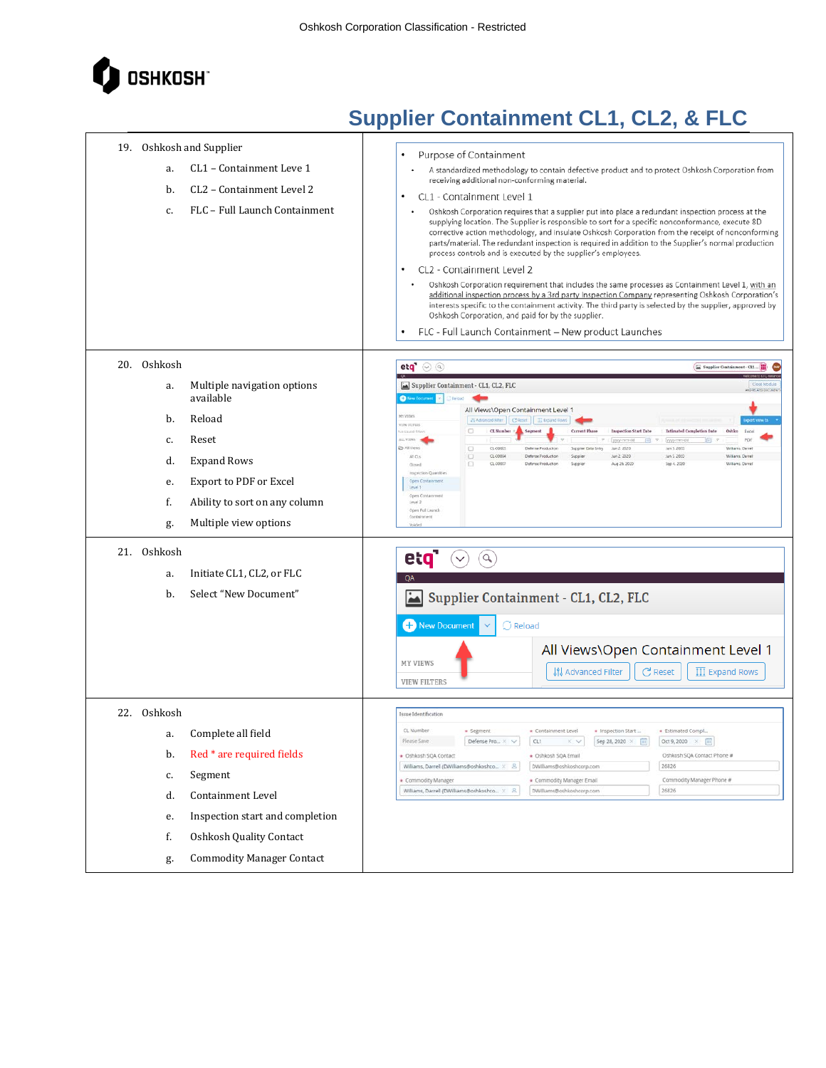# Supplier Containment CL1, CL2, & FLC

19. Oshkosh and Supplier
    a. CL1 – Containment Leve 1
    b. CL2 – Containment Level 2
    c. FLC – Full Launch Containment

- Purpose of Containment
  - A standardized methodology to contain defective product and to protect Oshkosh Corporation from receiving additional non-conforming material.
- CL1 - Containment Level 1
  - Oshkosh Corporation requires that a supplier put into place a redundant inspection process at the supplying location. The Supplier is responsible to sort for a specific nonconformance, execute 8D corrective action methodology, and insulate Oshkosh Corporation from the receipt of nonconforming parts/material. The redundant inspection is required in addition to the Supplier's normal production process controls and is executed by the supplier's employees.
- CL2 - Containment Level 2
  - Oshkosh Corporation requirement that includes the same processes as Containment Level 1, with an additional inspection process by a 3rd party Inspection Company representing Oshkosh Corporation's interests specific to the containment activity. The third party is selected by the supplier, approved by Oshkosh Corporation, and paid for by the supplier.
- FLC - Full Launch Containment – New product Launches

20. Oshkosh
    a. Multiple navigation options available
    b. Reload
    c. Reset
    d. Expand Rows
    e. Export to PDF or Excel
    f. Ability to sort on any column
    g. Multiple view options

21. Oshkosh
    a. Initiate CL1, CL2, or FLC
    b. Select "New Document"

22. Oshkosh
    a. Complete all field
    b. Red * are required fields
    c. Segment
    d. Containment Level
    e. Inspection start and completion
    f. Oshkosh Quality Contact
    g. Commodity Manager Contact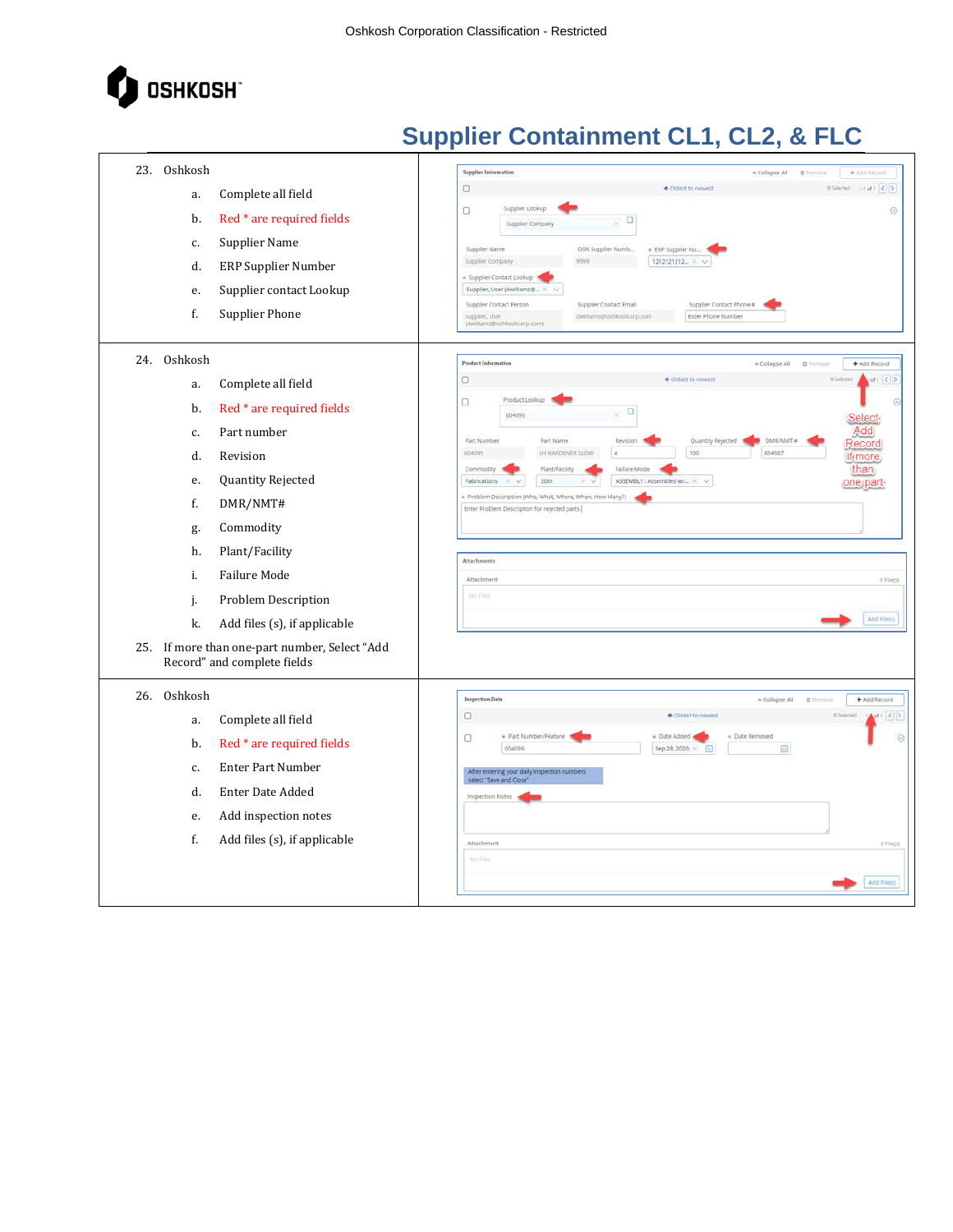# Supplier Containment CL1, CL2, & FLC

23. Oshkosh
    a. Complete all field
    b. Red * are required fields
    c. Supplier Name
    d. ERP Supplier Number
    e. Supplier contact Lookup
    f. Supplier Phone

24. Oshkosh
    a. Complete all field
    b. Red * are required fields
    c. Part number
    d. Revision
    e. Quantity Rejected
    f. DMR/NMT#
    g. Commodity
    h. Plant/Facility
    i. Failure Mode
    j. Problem Description
    k. Add files (s), if applicable

25. If more than one-part number, Select "Add Record" and complete fields

26. Oshkosh
    a. Complete all field
    b. Red * are required fields
    c. Enter Part Number
    d. Enter Date Added
    e. Add inspection notes
    f. Add files (s), if applicable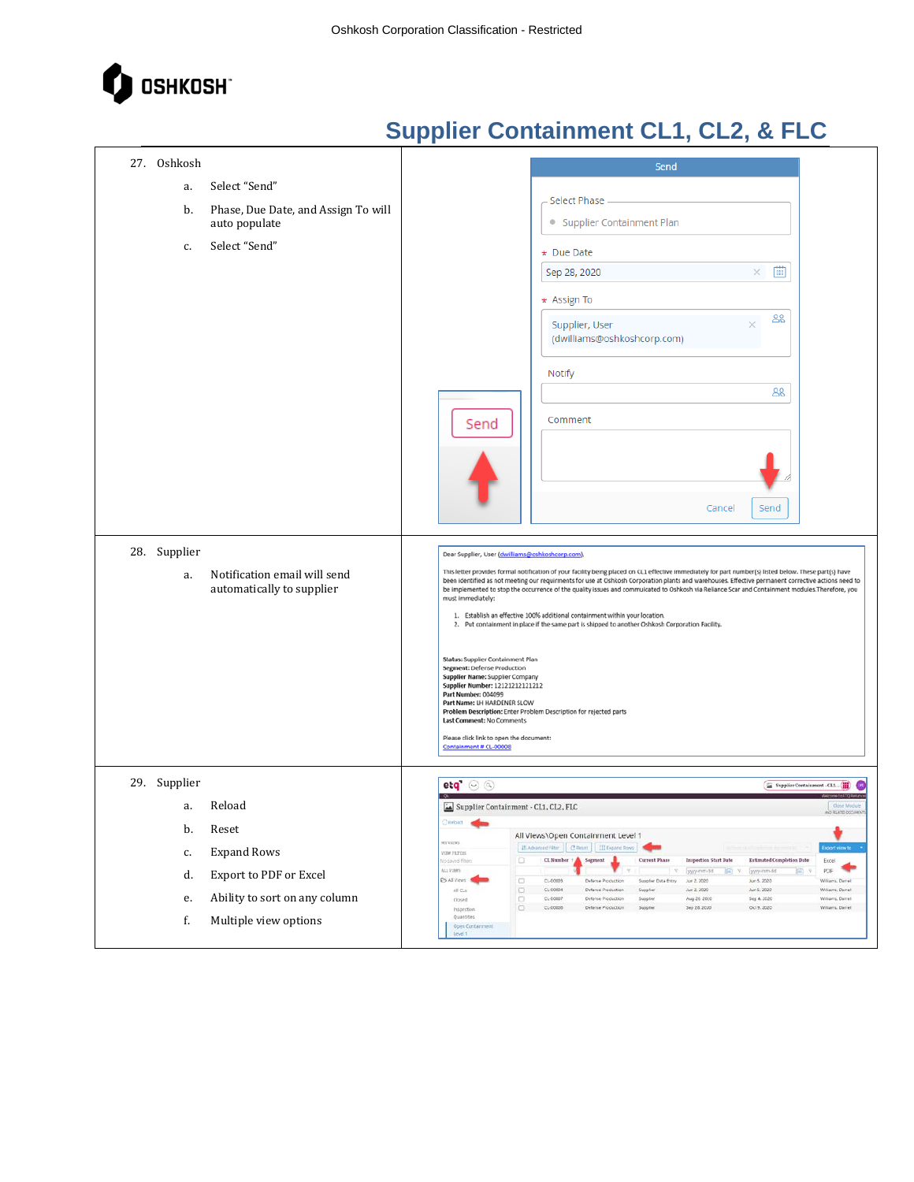# Supplier Containment CL1, CL2, & FLC

| | |
|---|---|
| 27. Oshkosh<br>a. Select "Send"<br>b. Phase, Due Date, and Assign To will auto populate<br>c. Select "Send" | |
| 28. Supplier<br>a. Notification email will send automatically to supplier | |
| 29. Supplier<br>a. Reload<br>b. Reset<br>c. Expand Rows<br>d. Export to PDF or Excel<br>e. Ability to sort on any column<br>f. Multiple view options | |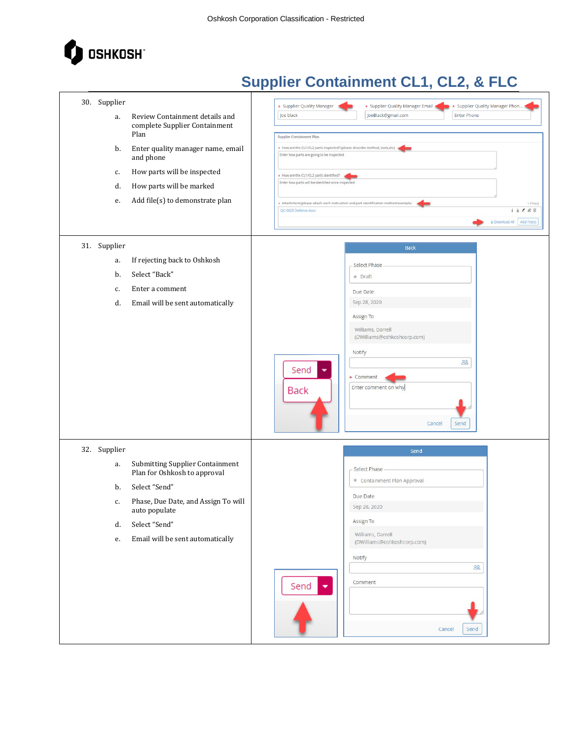# Supplier Containment CL1, CL2, & FLC

| | |
|---|---|
| 30. Supplier<br>a. Review Containment details and complete Supplier Containment Plan<br>b. Enter quality manager name, email and phone<br>c. How parts will be inspected<br>d. How parts will be marked<br>e. Add file(s) to demonstrate plan | |
| 31. Supplier<br>a. If rejecting back to Oshkosh<br>b. Select "Back"<br>c. Enter a comment<br>d. Email will be sent automatically | |
| 32. Supplier<br>a. Submitting Supplier Containment Plan for Oshkosh to approval<br>b. Select "Send"<br>c. Phase, Due Date, and Assign To will auto populate<br>d. Select "Send"<br>e. Email will be sent automatically | |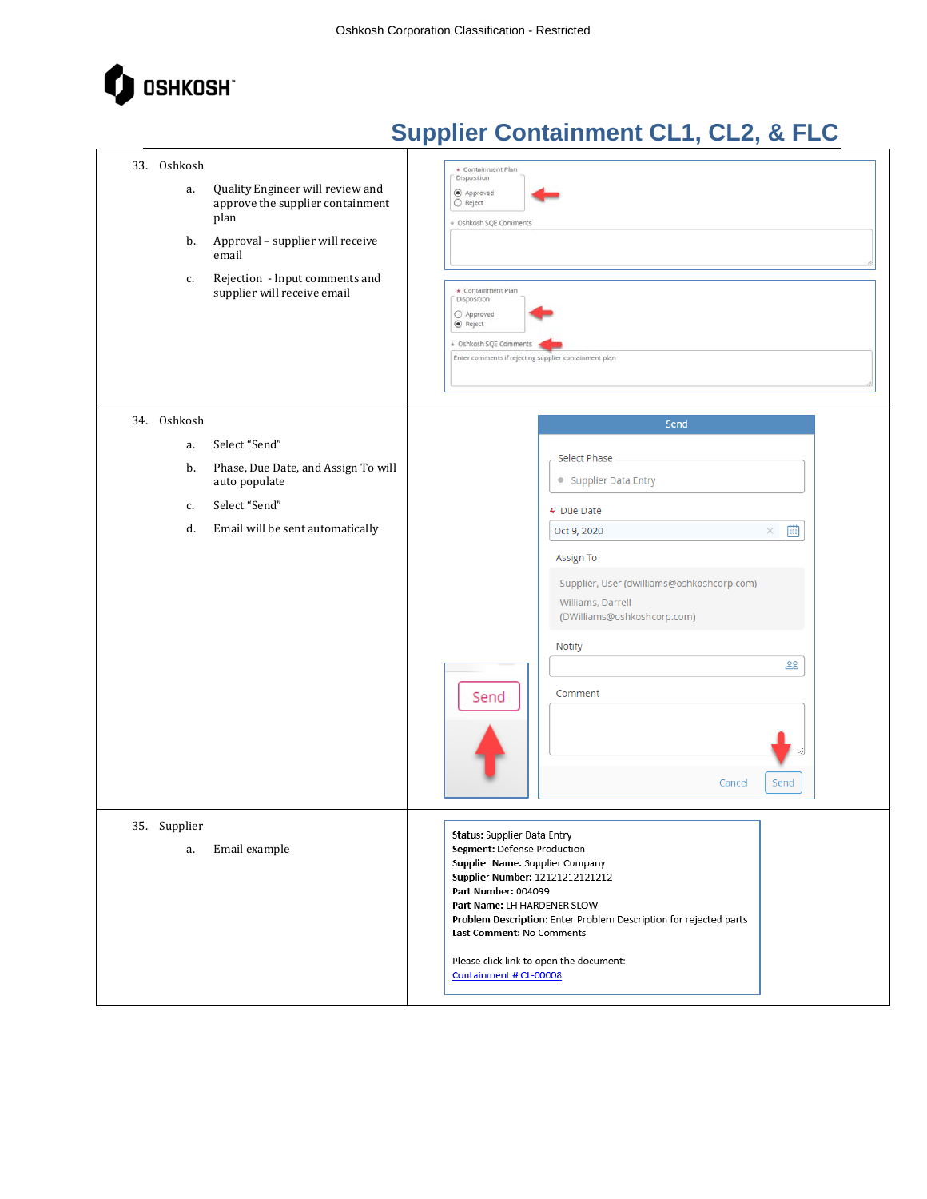## Supplier Containment CL1, CL2, & FLC

| Step | Screenshot |
|---|---|
| 33. Oshkosh<br>a. Quality Engineer will review and approve the supplier containment plan<br>b. Approval – supplier will receive email<br>c. Rejection - Input comments and supplier will receive email | Containment Plan Disposition: Approved / Reject; Oshkosh SQE Comments<br><br>Containment Plan Disposition: Approved / Reject; Oshkosh SQE Comments: Enter comments if rejecting supplier containment plan |
| 34. Oshkosh<br>a. Select "Send"<br>b. Phase, Due Date, and Assign To will auto populate<br>c. Select "Send"<br>d. Email will be sent automatically | Send<br>Select Phase: Supplier Data Entry<br>Due Date: Oct 9, 2020<br>Assign To: Supplier, User (dwilliams@oshkoshcorp.com) Williams, Darrell (DWilliams@oshkoshcorp.com)<br>Notify<br>Comment<br>Cancel / Send |
| 35. Supplier<br>a. Email example | **Status:** Supplier Data Entry<br>**Segment:** Defense Production<br>**Supplier Name:** Supplier Company<br>**Supplier Number:** 12121212121212<br>**Part Number:** 004099<br>**Part Name:** LH HARDENER SLOW<br>**Problem Description:** Enter Problem Description for rejected parts<br>**Last Comment:** No Comments<br><br>Please click link to open the document:<br>Containment # CL-00008 |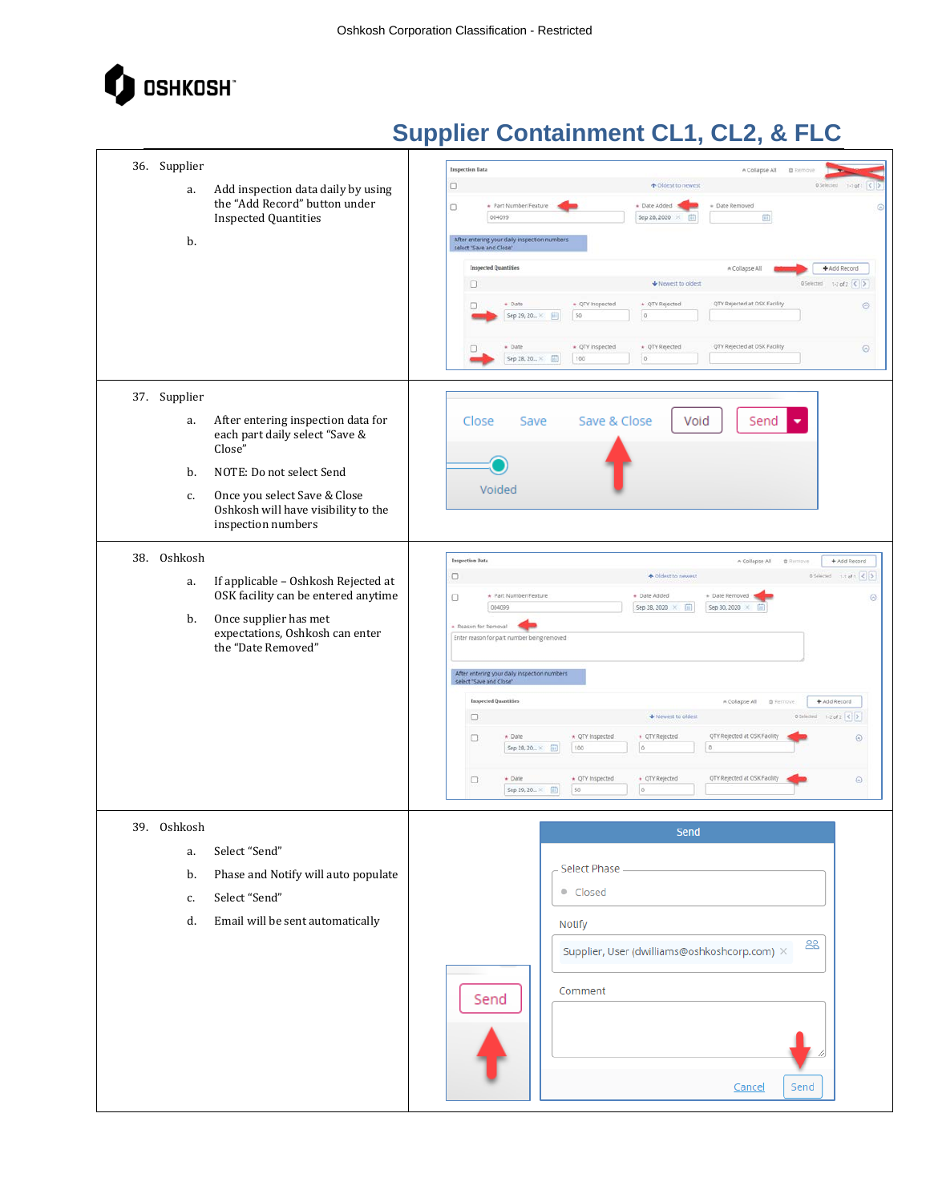# Supplier Containment CL1, CL2, & FLC

| | |
|---|---|
| 36. Supplier<br><br>a. Add inspection data daily by using the "Add Record" button under Inspected Quantities<br><br>b. | |
| 37. Supplier<br><br>a. After entering inspection data for each part daily select "Save & Close"<br><br>b. NOTE: Do not select Send<br><br>c. Once you select Save & Close Oshkosh will have visibility to the inspection numbers | |
| 38. Oshkosh<br><br>a. If applicable – Oshkosh Rejected at OSK facility can be entered anytime<br><br>b. Once supplier has met expectations, Oshkosh can enter the "Date Removed" | |
| 39. Oshkosh<br><br>a. Select "Send"<br><br>b. Phase and Notify will auto populate<br><br>c. Select "Send"<br><br>d. Email will be sent automatically | |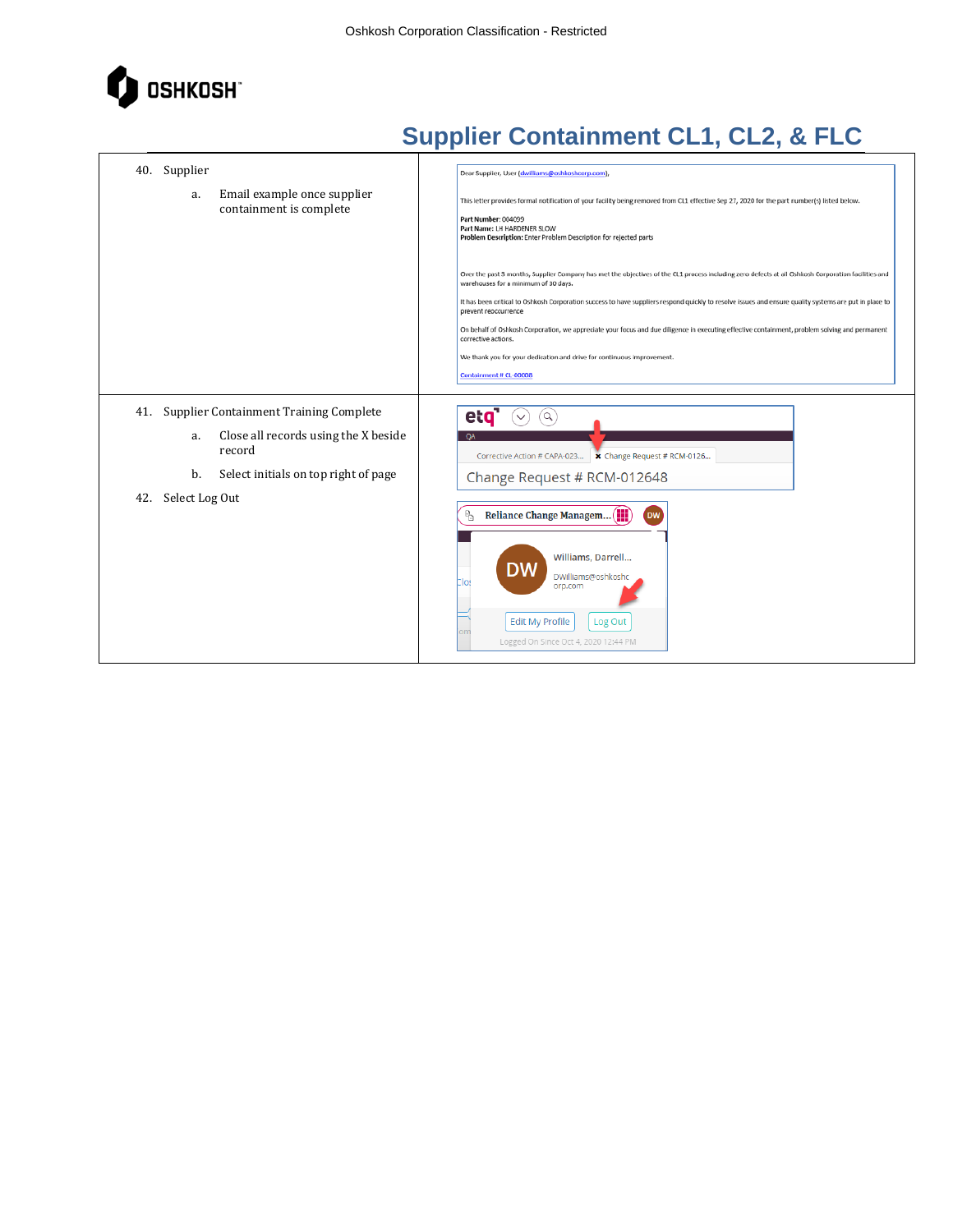# Supplier Containment CL1, CL2, & FLC

| | |
|---|---|
| 40. Supplier<br>a. Email example once supplier containment is complete | Dear Supplier, User (dwilliams@oshkoshcorp.com),<br><br>This letter provides formal notification of your facility being removed from CL1 effective Sep 27, 2020 for the part number(s) listed below.<br><br>**Part Number:** 004099<br>**Part Name:** LH HARDENER SLOW<br>**Problem Description:** Enter Problem Description for rejected parts<br><br>Over the past 3 months, Supplier Company has met the objectives of the CL1 process including zero defects at all Oshkosh Corporation facilities and warehouses for a minimum of 30 days.<br><br>It has been critical to Oshkosh Corporation success to have suppliers respond quickly to resolve issues and ensure quality systems are put in place to prevent reoccurrence<br><br>On behalf of Oshkosh Corporation, we appreciate your focus and due diligence in executing effective containment, problem solving and permanent corrective actions.<br><br>We thank you for your dedication and drive for continuous improvement.<br><br>Containment # CL 00008 |
| 41. Supplier Containment Training Complete<br>a. Close all records using the X beside record<br>b. Select initials on top right of page<br>42. Select Log Out | etq<br>QA<br>Corrective Action # CAPA-023... ✖ Change Request # RCM-0126...<br>Change Request # RCM-012648<br><br>Reliance Change Managem... DW<br>DW Williams, Darrell...<br>DWilliams@oshkoshcorp.com<br>Edit My Profile Log Out<br>Logged On Since Oct 4, 2020 12:44 PM |